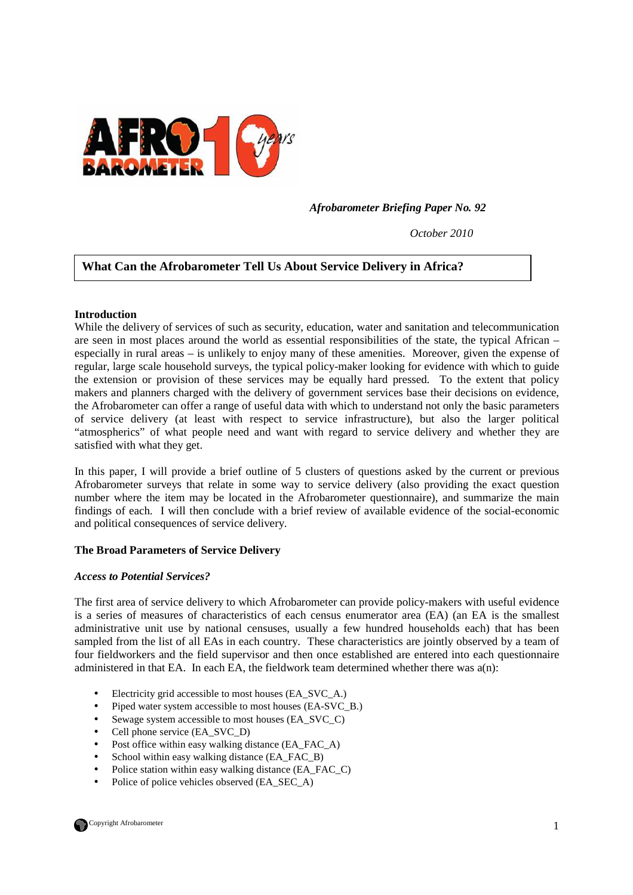*Afrobarometer Briefing Paper No. 92*

*October 2010*

# What Can the Afrobarometer Tell Us About Service Delivery in Africa?

**Introduction**

While the delivery of services of such as security, education, water and sanitation and telecommunication are seen in most places around the world as essential responsibilities of the state, the typical African – especially in rural areas – is unlikely to enjoy many of these amenities. Moreover, given the expense of regular, large scale household surveys, the typical policy-maker looking for evidence with which to guide the extension or provision of these services may be equally hard pressed. To the extent that policy makers and planners charged with the delivery of government services base their decisions on evidence, the Afrobarometer can offer a range of useful data with which to understand not only the basic parameters of service delivery (at least with respect to service infrastructure), but also the larger political "atmospherics" of what people need and want with regard to service delivery and whether they are satisfied with what they get.

In this paper, I will provide a brief outline of 5 clusters of questions asked by the current or previous Afrobarometer surveys that relate in some way to service delivery (also providing the exact question number where the item may be located in the Afrobarometer questionnaire), and summarize the main findings of each. I will then conclude with a brief review of available evidence of the social-economic and political consequences of service delivery.

## The Broad Parameters of Service Delivery

### *Access to Potential Services?*

The first area of service delivery to which Afrobarometer can provide policy-makers with useful evidence is a series of measures of characteristics of each census enumerator area (EA) (an EA is the smallest administrative unit use by national censuses, usually a few hundred households each) that has been sampled from the list of all EAs in each country. These characteristics are jointly observed by a team of four fieldworkers and the field supervisor and then once established are entered into each questionnaire administered in that EA. In each EA, the fieldwork team determined whether there was a(n):

- Electricity grid accessible to most houses (EA_SVC_A.)
- Piped water system accessible to most houses (EA-SVC_B.)
- Sewage system accessible to most houses (EA_SVC_C)
- Cell phone service (EA_SVC_D)
- Post office within easy walking distance (EA_FAC_A)
- School within easy walking distance (EA_FAC_B)
- Police station within easy walking distance (EA_FAC_C)
- Police of police vehicles observed (EA_SEC_A)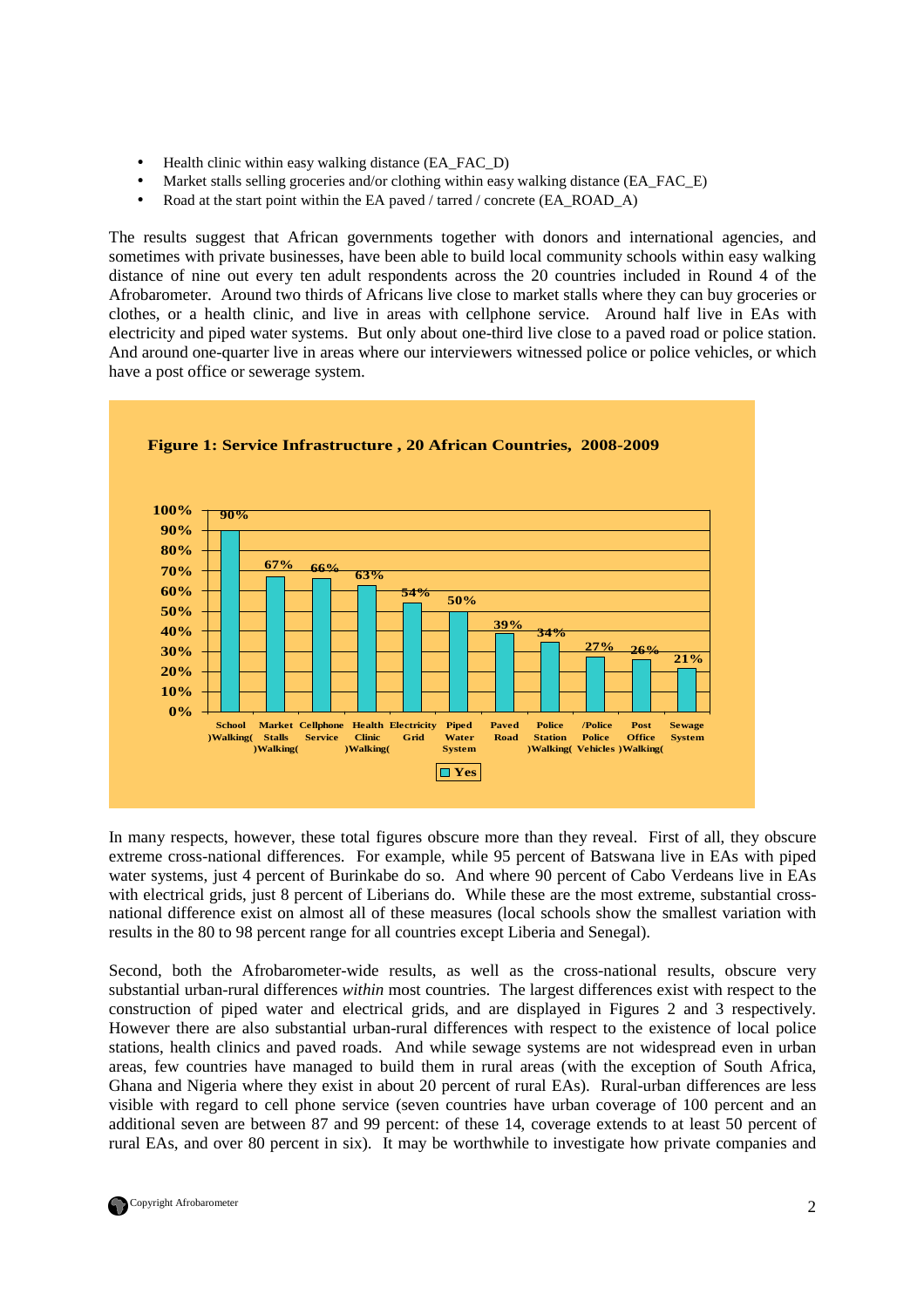- Health clinic within easy walking distance (EA_FAC_D)
- Market stalls selling groceries and/or clothing within easy walking distance (EA_FAC_E)
- Road at the start point within the EA paved / tarred / concrete (EA_ROAD_A)

The results suggest that African governments together with donors and international agencies, and sometimes with private businesses, have been able to build local community schools within easy walking distance of nine out every ten adult respondents across the 20 countries included in Round 4 of the Afrobarometer. Around two thirds of Africans live close to market stalls where they can buy groceries or clothes, or a health clinic, and live in areas with cellphone service. Around half live in EAs with electricity and piped water systems. But only about one-third live close to a paved road or police station. And around one-quarter live in areas where our interviewers witnessed police or police vehicles, or which have a post office or sewerage system.

**Figure 1: Service Infrastructure , 20 African Countries, 2008-2009**

| | Yes |
|---|---|
| School (Walking) | 90% |
| Market Stalls (Walking) | 67% |
| Cellphone Service | 66% |
| Health Clinic (Walking) | 63% |
| Electricity Grid | 54% |
| Piped Water System | 50% |
| Paved Road | 39% |
| Police Station (Walking) | 34% |
| Police/Police Vehicles | 27% |
| Post Office (Walking) | 26% |
| Sewage System | 21% |

In many respects, however, these total figures obscure more than they reveal. First of all, they obscure extreme cross-national differences. For example, while 95 percent of Batswana live in EAs with piped water systems, just 4 percent of Burinkabe do so. And where 90 percent of Cabo Verdeans live in EAs with electrical grids, just 8 percent of Liberians do. While these are the most extreme, substantial cross-national difference exist on almost all of these measures (local schools show the smallest variation with results in the 80 to 98 percent range for all countries except Liberia and Senegal).

Second, both the Afrobarometer-wide results, as well as the cross-national results, obscure very substantial urban-rural differences *within* most countries. The largest differences exist with respect to the construction of piped water and electrical grids, and are displayed in Figures 2 and 3 respectively. However there are also substantial urban-rural differences with respect to the existence of local police stations, health clinics and paved roads. And while sewage systems are not widespread even in urban areas, few countries have managed to build them in rural areas (with the exception of South Africa, Ghana and Nigeria where they exist in about 20 percent of rural EAs). Rural-urban differences are less visible with regard to cell phone service (seven countries have urban coverage of 100 percent and an additional seven are between 87 and 99 percent: of these 14, coverage extends to at least 50 percent of rural EAs, and over 80 percent in six). It may be worthwhile to investigate how private companies and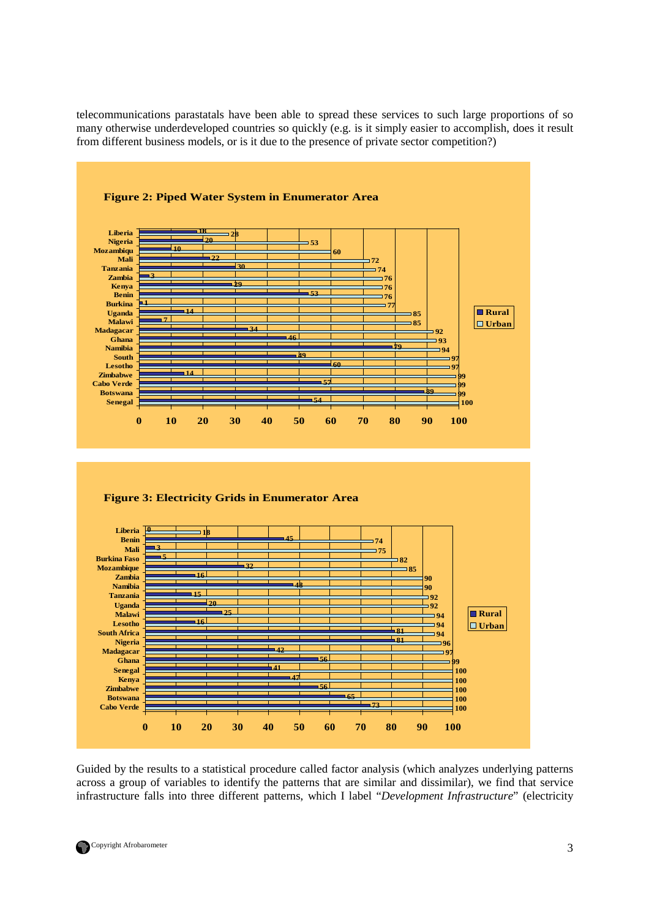telecommunications parastatals have been able to spread these services to such large proportions of so many otherwise underdeveloped countries so quickly (e.g. is it simply easier to accomplish, does it result from different business models, or is it due to the presence of private sector competition?)

**Figure 2: Piped Water System in Enumerator Area**

| Country | Rural | Urban |
|---|---|---|
| Liberia | 18 | 28 |
| Nigeria | 20 | 53 |
| Mozambiqu | 10 | 60 |
| Mali | 22 | 72 |
| Tanzania | 30 | 74 |
| Zambia | 3 | 76 |
| Kenya | 29 | 76 |
| Benin | 53 | 76 |
| Burkina | 1 | 77 |
| Uganda | 14 | 85 |
| Malawi | 7 | 85 |
| Madagacar | 34 | 92 |
| Ghana | 46 | 93 |
| Namibia | 79 | 94 |
| South | 49 | 97 |
| Lesotho | 60 | 97 |
| Zimbabwe | 14 | 99 |
| Cabo Verde | 57 | 99 |
| Botswana | 89 | 99 |
| Senegal | 54 | 100 |

**Figure 3: Electricity Grids in Enumerator Area**

| Country | Rural | Urban |
|---|---|---|
| Liberia | 0 | 18 |
| Benin | 45 | 74 |
| Mali | 3 | 75 |
| Burkina Faso | 5 | 82 |
| Mozambique | 32 | 85 |
| Zambia | 16 | 90 |
| Namibia | 48 | 90 |
| Tanzania | 15 | 92 |
| Uganda | 20 | 92 |
| Malawi | 25 | 94 |
| Lesotho | 16 | 94 |
| South Africa | 81 | 94 |
| Nigeria | 81 | 96 |
| Madagacar | 42 | 97 |
| Ghana | 56 | 99 |
| Senegal | 41 | 100 |
| Kenya | 47 | 100 |
| Zimbabwe | 56 | 100 |
| Botswana | 65 | 100 |
| Cabo Verde | 73 | 100 |

Guided by the results to a statistical procedure called factor analysis (which analyzes underlying patterns across a group of variables to identify the patterns that are similar and dissimilar), we find that service infrastructure falls into three different patterns, which I label "*Development Infrastructure*" (electricity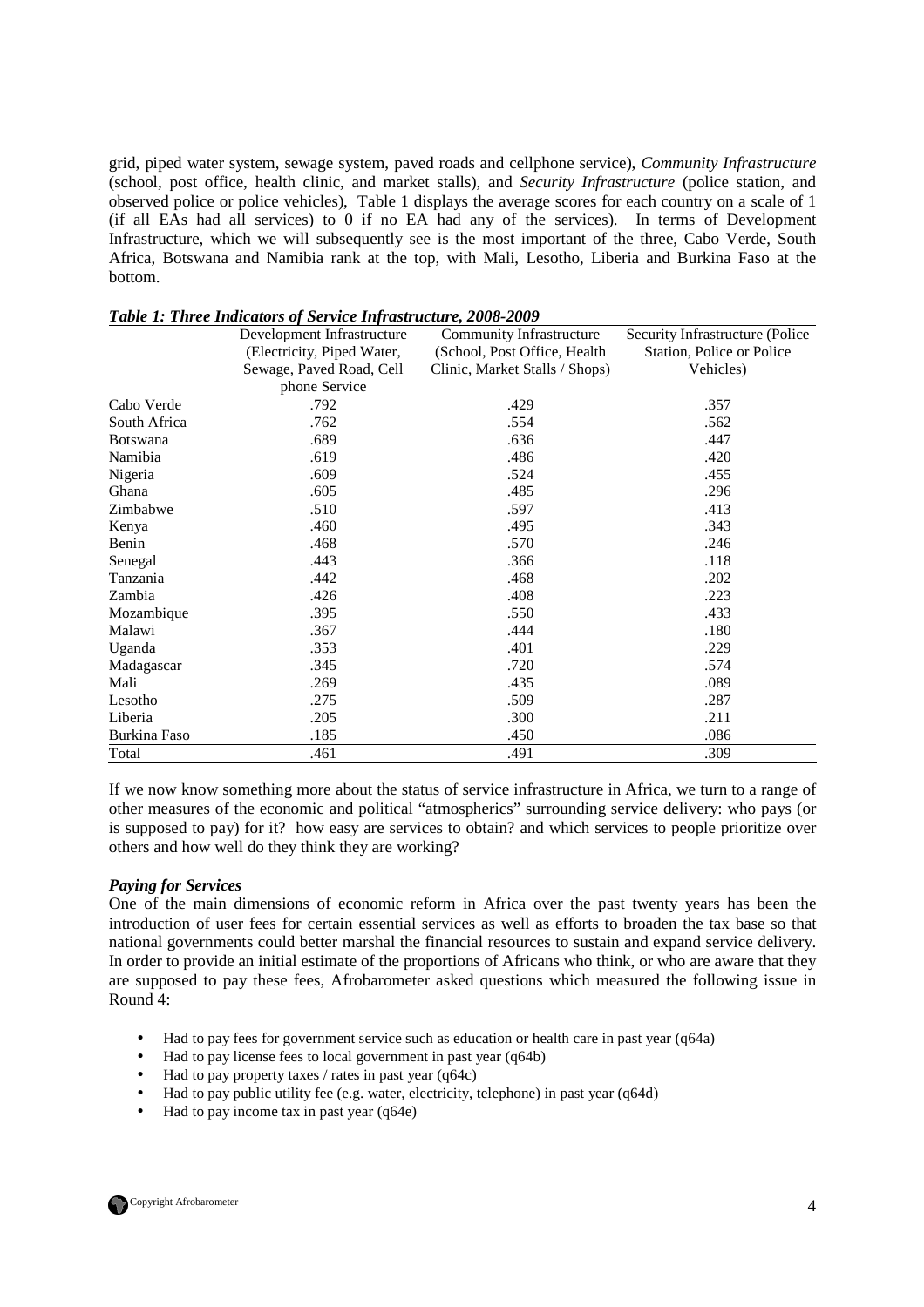grid, piped water system, sewage system, paved roads and cellphone service), *Community Infrastructure* (school, post office, health clinic, and market stalls), and *Security Infrastructure* (police station, and observed police or police vehicles), Table 1 displays the average scores for each country on a scale of 1 (if all EAs had all services) to 0 if no EA had any of the services). In terms of Development Infrastructure, which we will subsequently see is the most important of the three, Cabo Verde, South Africa, Botswana and Namibia rank at the top, with Mali, Lesotho, Liberia and Burkina Faso at the bottom.

***Table 1: Three Indicators of Service Infrastructure, 2008-2009***

| | Development Infrastructure (Electricity, Piped Water, Sewage, Paved Road, Cell phone Service | Community Infrastructure (School, Post Office, Health Clinic, Market Stalls / Shops) | Security Infrastructure (Police Station, Police or Police Vehicles) |
|---|---|---|---|
| Cabo Verde | .792 | .429 | .357 |
| South Africa | .762 | .554 | .562 |
| Botswana | .689 | .636 | .447 |
| Namibia | .619 | .486 | .420 |
| Nigeria | .609 | .524 | .455 |
| Ghana | .605 | .485 | .296 |
| Zimbabwe | .510 | .597 | .413 |
| Kenya | .460 | .495 | .343 |
| Benin | .468 | .570 | .246 |
| Senegal | .443 | .366 | .118 |
| Tanzania | .442 | .468 | .202 |
| Zambia | .426 | .408 | .223 |
| Mozambique | .395 | .550 | .433 |
| Malawi | .367 | .444 | .180 |
| Uganda | .353 | .401 | .229 |
| Madagascar | .345 | .720 | .574 |
| Mali | .269 | .435 | .089 |
| Lesotho | .275 | .509 | .287 |
| Liberia | .205 | .300 | .211 |
| Burkina Faso | .185 | .450 | .086 |
| Total | .461 | .491 | .309 |

If we now know something more about the status of service infrastructure in Africa, we turn to a range of other measures of the economic and political "atmospherics" surrounding service delivery: who pays (or is supposed to pay) for it? how easy are services to obtain? and which services to people prioritize over others and how well do they think they are working?

***Paying for Services***

One of the main dimensions of economic reform in Africa over the past twenty years has been the introduction of user fees for certain essential services as well as efforts to broaden the tax base so that national governments could better marshal the financial resources to sustain and expand service delivery. In order to provide an initial estimate of the proportions of Africans who think, or who are aware that they are supposed to pay these fees, Afrobarometer asked questions which measured the following issue in Round 4:

- Had to pay fees for government service such as education or health care in past year (q64a)
- Had to pay license fees to local government in past year (q64b)
- Had to pay property taxes / rates in past year (q64c)
- Had to pay public utility fee (e.g. water, electricity, telephone) in past year (q64d)
- Had to pay income tax in past year (q64e)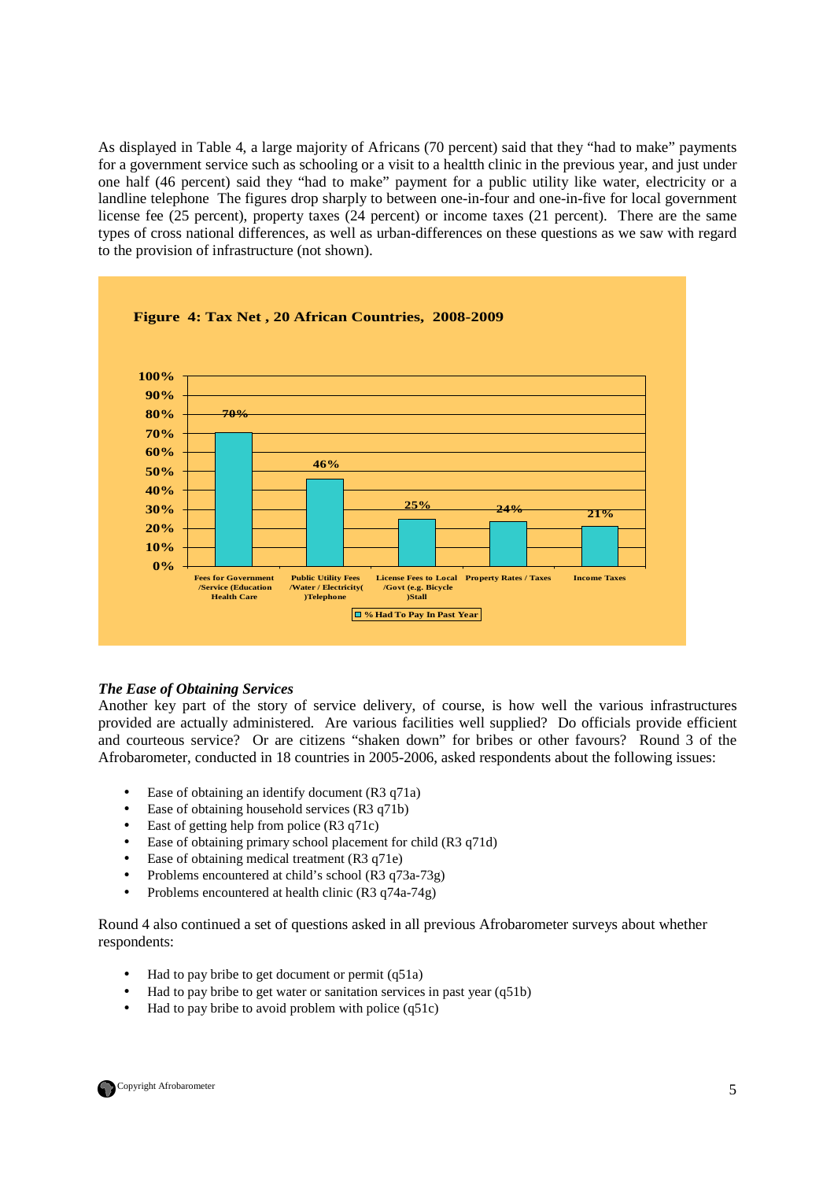As displayed in Table 4, a large majority of Africans (70 percent) said that they "had to make" payments for a government service such as schooling or a visit to a healtth clinic in the previous year, and just under one half (46 percent) said they "had to make" payment for a public utility like water, electricity or a landline telephone The figures drop sharply to between one-in-four and one-in-five for local government license fee (25 percent), property taxes (24 percent) or income taxes (21 percent). There are the same types of cross national differences, as well as urban-differences on these questions as we saw with regard to the provision of infrastructure (not shown).

**Figure 4: Tax Net , 20 African Countries, 2008-2009**

| | % Had To Pay In Past Year |
|---|---|
| Fees for Government /Service (Education Health Care | 70% |
| Public Utility Fees /Water / Electricity( )Telephone | 46% |
| License Fees to Local /Govt (e.g. Bicycle )Stall | 25% |
| Property Rates / Taxes | 24% |
| Income Taxes | 21% |

***The Ease of Obtaining Services***

Another key part of the story of service delivery, of course, is how well the various infrastructures provided are actually administered. Are various facilities well supplied? Do officials provide efficient and courteous service? Or are citizens "shaken down" for bribes or other favours? Round 3 of the Afrobarometer, conducted in 18 countries in 2005-2006, asked respondents about the following issues:

- Ease of obtaining an identify document (R3 q71a)
- Ease of obtaining household services (R3 q71b)
- East of getting help from police (R3 q71c)
- Ease of obtaining primary school placement for child (R3 q71d)
- Ease of obtaining medical treatment (R3 q71e)
- Problems encountered at child's school (R3 q73a-73g)
- Problems encountered at health clinic (R3 q74a-74g)

Round 4 also continued a set of questions asked in all previous Afrobarometer surveys about whether respondents:

- Had to pay bribe to get document or permit (q51a)
- Had to pay bribe to get water or sanitation services in past year (q51b)
- Had to pay bribe to avoid problem with police (q51c)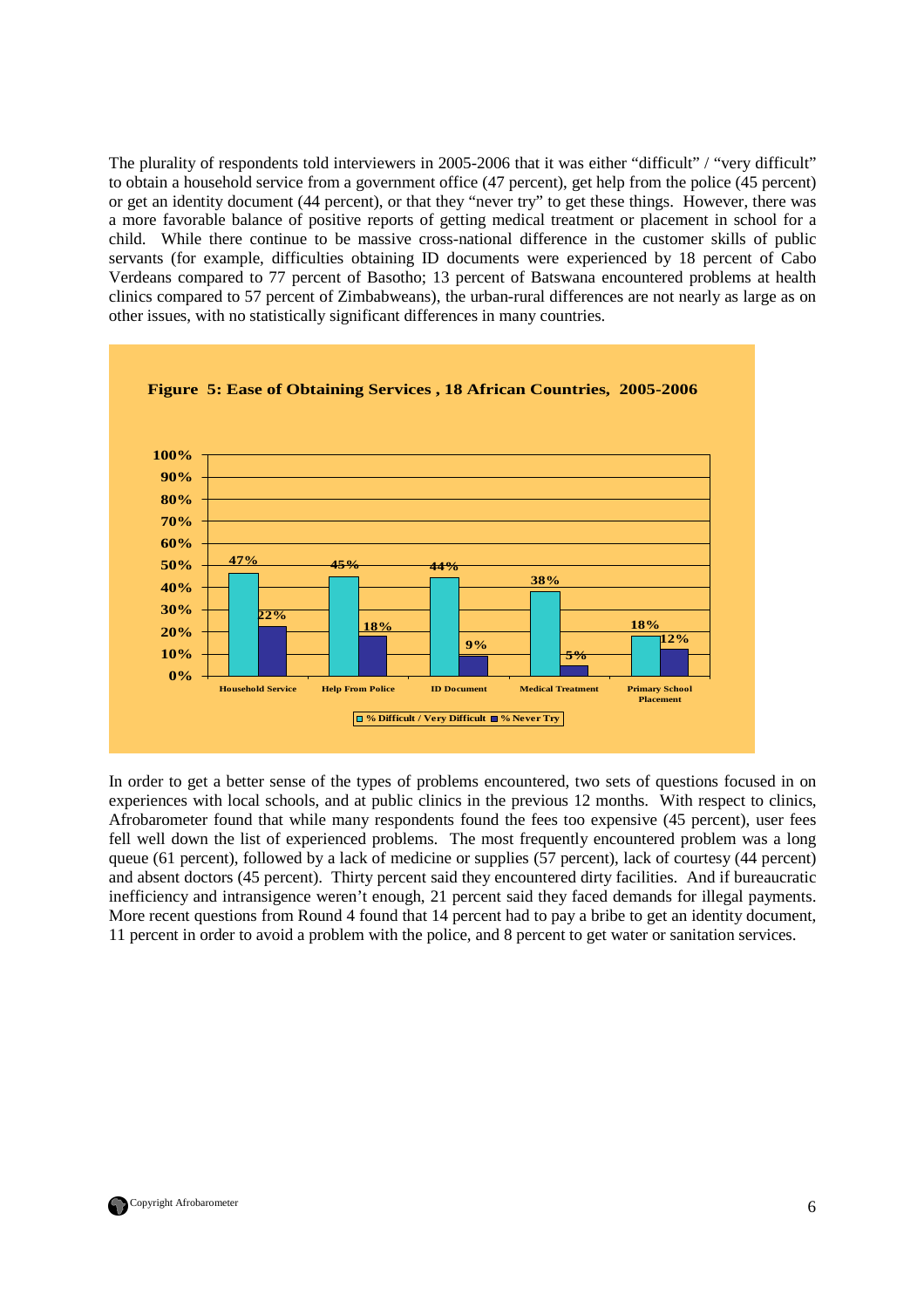The plurality of respondents told interviewers in 2005-2006 that it was either "difficult" / "very difficult" to obtain a household service from a government office (47 percent), get help from the police (45 percent) or get an identity document (44 percent), or that they "never try" to get these things. However, there was a more favorable balance of positive reports of getting medical treatment or placement in school for a child. While there continue to be massive cross-national difference in the customer skills of public servants (for example, difficulties obtaining ID documents were experienced by 18 percent of Cabo Verdeans compared to 77 percent of Basotho; 13 percent of Batswana encountered problems at health clinics compared to 57 percent of Zimbabweans), the urban-rural differences are not nearly as large as on other issues, with no statistically significant differences in many countries.

**Figure 5: Ease of Obtaining Services , 18 African Countries, 2005-2006**

| | % Difficult / Very Difficult | % Never Try |
|---|---|---|
| Household Service | 47% | 22% |
| Help From Police | 45% | 18% |
| ID Document | 44% | 9% |
| Medical Treatment | 38% | 5% |
| Primary School Placement | 18% | 12% |

In order to get a better sense of the types of problems encountered, two sets of questions focused in on experiences with local schools, and at public clinics in the previous 12 months. With respect to clinics, Afrobarometer found that while many respondents found the fees too expensive (45 percent), user fees fell well down the list of experienced problems. The most frequently encountered problem was a long queue (61 percent), followed by a lack of medicine or supplies (57 percent), lack of courtesy (44 percent) and absent doctors (45 percent). Thirty percent said they encountered dirty facilities. And if bureaucratic inefficiency and intransigence weren't enough, 21 percent said they faced demands for illegal payments. More recent questions from Round 4 found that 14 percent had to pay a bribe to get an identity document, 11 percent in order to avoid a problem with the police, and 8 percent to get water or sanitation services.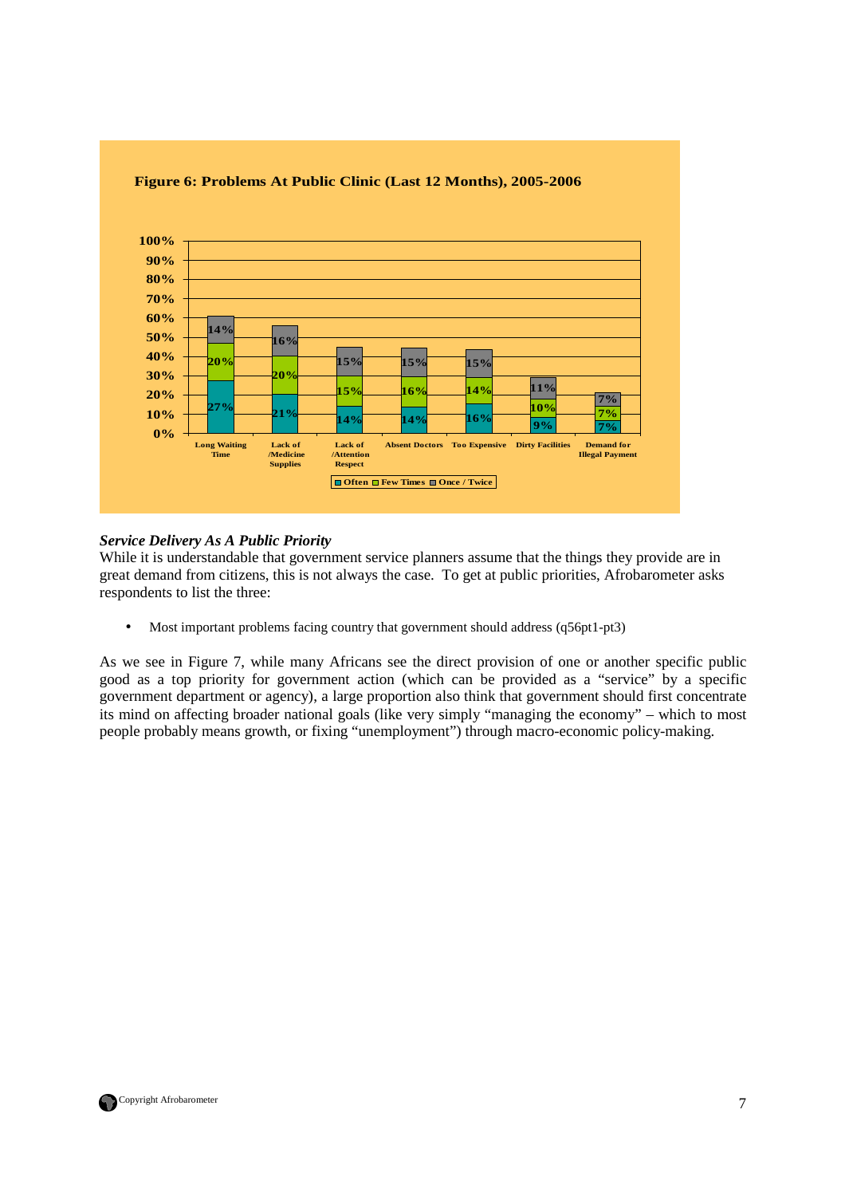**Figure 6: Problems At Public Clinic (Last 12 Months), 2005-2006**

| | Long Waiting Time | Lack of /Medicine Supplies | Lack of /Attention Respect | Absent Doctors | Too Expensive | Dirty Facilities | Demand for Illegal Payment |
|---|---|---|---|---|---|---|---|
| Often | 27% | 21% | 14% | 14% | 16% | 9% | 7% |
| Few Times | 20% | 20% | 15% | 16% | 14% | 10% | 7% |
| Once / Twice | 14% | 16% | 15% | 15% | 15% | 11% | 7% |

### *Service Delivery As A Public Priority*

While it is understandable that government service planners assume that the things they provide are in great demand from citizens, this is not always the case. To get at public priorities, Afrobarometer asks respondents to list the three:

- Most important problems facing country that government should address (q56pt1-pt3)

As we see in Figure 7, while many Africans see the direct provision of one or another specific public good as a top priority for government action (which can be provided as a "service" by a specific government department or agency), a large proportion also think that government should first concentrate its mind on affecting broader national goals (like very simply "managing the economy" – which to most people probably means growth, or fixing "unemployment") through macro-economic policy-making.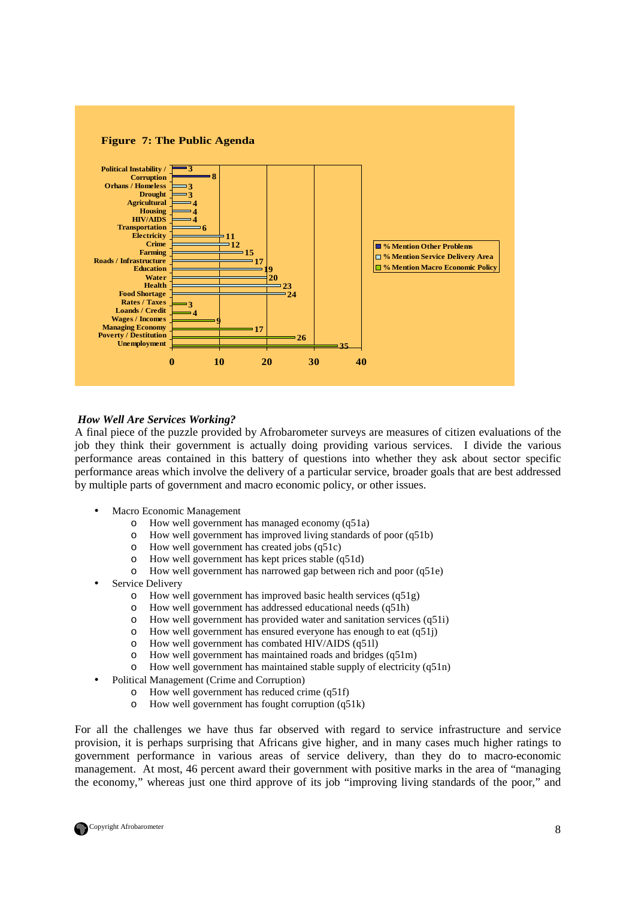**Figure 7: The Public Agenda**

| Problem | Category | % |
|---|---|---|
| Political Instability / | % Mention Other Problems | 3 |
| Corruption | % Mention Other Problems | 8 |
| Orhans / Homeless | % Mention Service Delivery Area | 3 |
| Drought | % Mention Service Delivery Area | 3 |
| Agricultural | % Mention Service Delivery Area | 4 |
| Housing | % Mention Service Delivery Area | 4 |
| HIV/AIDS | % Mention Service Delivery Area | 4 |
| Transportation | % Mention Service Delivery Area | 6 |
| Electricity | % Mention Service Delivery Area | 11 |
| Crime | % Mention Service Delivery Area | 12 |
| Farming | % Mention Service Delivery Area | 15 |
| Roads / Infrastructure | % Mention Service Delivery Area | 17 |
| Education | % Mention Service Delivery Area | 19 |
| Water | % Mention Service Delivery Area | 20 |
| Health | % Mention Service Delivery Area | 23 |
| Food Shortage | % Mention Service Delivery Area | 24 |
| Rates / Taxes | % Mention Macro Economic Policy | 3 |
| Loands / Credit | % Mention Macro Economic Policy | 4 |
| Wages / Incomes | % Mention Macro Economic Policy | 9 |
| Managing Economy | % Mention Macro Economic Policy | 17 |
| Poverty / Destitution | % Mention Macro Economic Policy | 26 |
| Unemployment | % Mention Macro Economic Policy | 35 |

***How Well Are Services Working?***

A final piece of the puzzle provided by Afrobarometer surveys are measures of citizen evaluations of the job they think their government is actually doing providing various services. I divide the various performance areas contained in this battery of questions into whether they ask about sector specific performance areas which involve the delivery of a particular service, broader goals that are best addressed by multiple parts of government and macro economic policy, or other issues.

- Macro Economic Management
  - How well government has managed economy (q51a)
  - How well government has improved living standards of poor (q51b)
  - How well government has created jobs (q51c)
  - How well government has kept prices stable (q51d)
  - How well government has narrowed gap between rich and poor (q51e)
- Service Delivery
  - How well government has improved basic health services (q51g)
  - How well government has addressed educational needs (q51h)
  - How well government has provided water and sanitation services (q51i)
  - How well government has ensured everyone has enough to eat (q51j)
  - How well government has combated HIV/AIDS (q51l)
  - How well government has maintained roads and bridges (q51m)
  - How well government has maintained stable supply of electricity (q51n)
- Political Management (Crime and Corruption)
  - How well government has reduced crime (q51f)
  - How well government has fought corruption (q51k)

For all the challenges we have thus far observed with regard to service infrastructure and service provision, it is perhaps surprising that Africans give higher, and in many cases much higher ratings to government performance in various areas of service delivery, than they do to macro-economic management. At most, 46 percent award their government with positive marks in the area of "managing the economy," whereas just one third approve of its job "improving living standards of the poor," and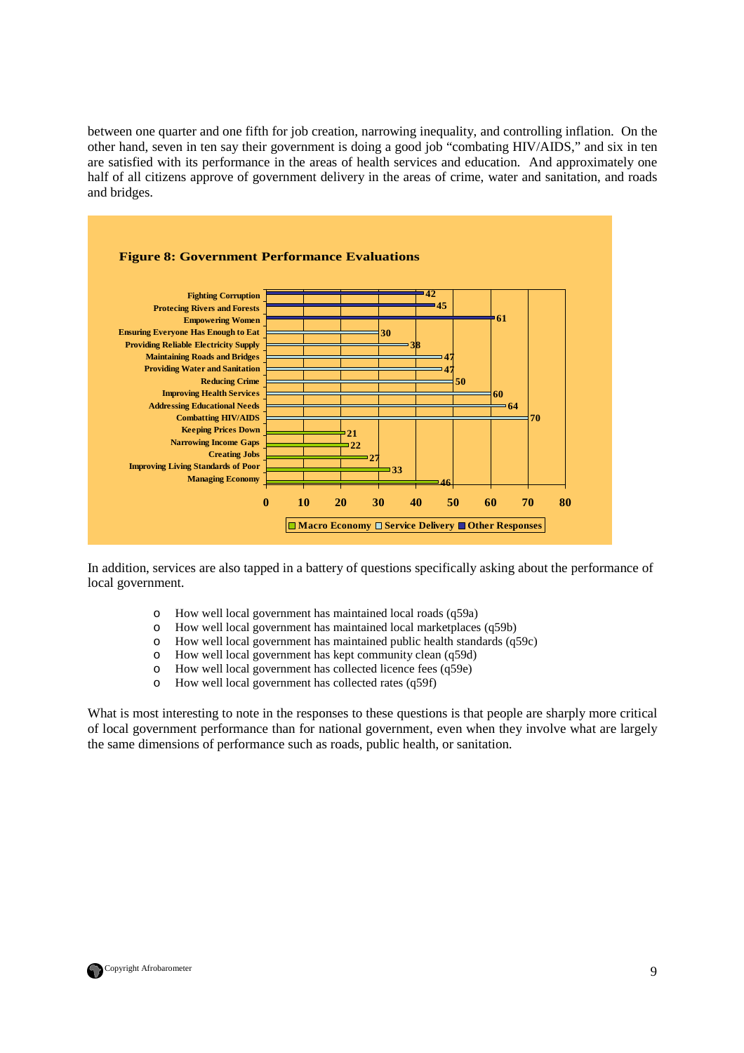between one quarter and one fifth for job creation, narrowing inequality, and controlling inflation. On the other hand, seven in ten say their government is doing a good job "combating HIV/AIDS," and six in ten are satisfied with its performance in the areas of health services and education. And approximately one half of all citizens approve of government delivery in the areas of crime, water and sanitation, and roads and bridges.

**Figure 8: Government Performance Evaluations**

| Item | Category | Value |
|---|---|---|
| Fighting Corruption | Other Responses | 42 |
| Protecing Rivers and Forests | Other Responses | 45 |
| Empowering Women | Other Responses | 61 |
| Ensuring Everyone Has Enough to Eat | Service Delivery | 30 |
| Providing Reliable Electricity Supply | Service Delivery | 38 |
| Maintaining Roads and Bridges | Service Delivery | 47 |
| Providing Water and Sanitation | Service Delivery | 47 |
| Reducing Crime | Service Delivery | 50 |
| Improving Health Services | Service Delivery | 60 |
| Addressing Educational Needs | Service Delivery | 64 |
| Combatting HIV/AIDS | Service Delivery | 70 |
| Keeping Prices Down | Macro Economy | 21 |
| Narrowing Income Gaps | Macro Economy | 22 |
| Creating Jobs | Macro Economy | 27 |
| Improving Living Standards of Poor | Macro Economy | 33 |
| Managing Economy | Macro Economy | 46 |

In addition, services are also tapped in a battery of questions specifically asking about the performance of local government.

- How well local government has maintained local roads (q59a)
- How well local government has maintained local marketplaces (q59b)
- How well local government has maintained public health standards (q59c)
- How well local government has kept community clean (q59d)
- How well local government has collected licence fees (q59e)
- How well local government has collected rates (q59f)

What is most interesting to note in the responses to these questions is that people are sharply more critical of local government performance than for national government, even when they involve what are largely the same dimensions of performance such as roads, public health, or sanitation.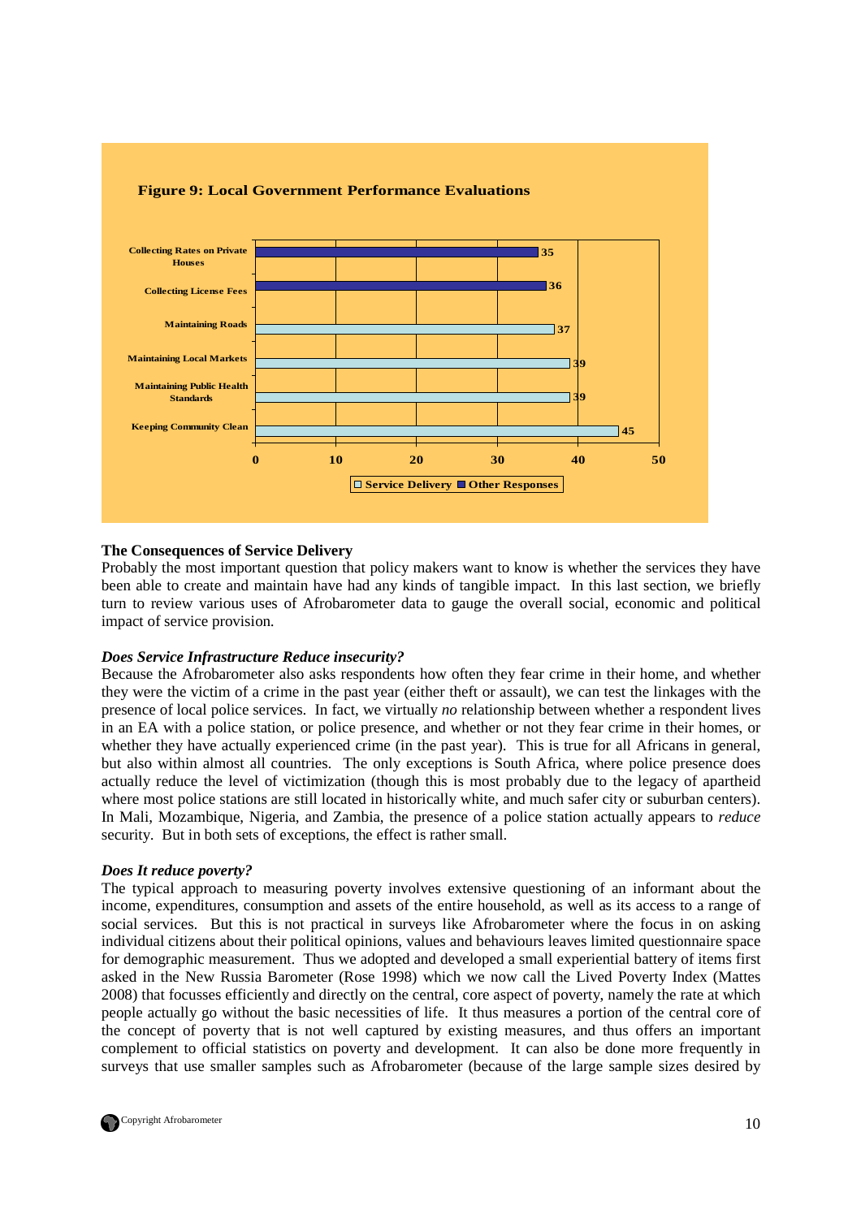**Figure 9: Local Government Performance Evaluations**

| Item | Value | Category |
|---|---|---|
| Collecting Rates on Private Houses | 35 | Other Responses |
| Collecting License Fees | 36 | Other Responses |
| Maintaining Roads | 37 | Service Delivery |
| Maintaining Local Markets | 39 | Service Delivery |
| Maintaining Public Health Standards | 39 | Service Delivery |
| Keeping Community Clean | 45 | Service Delivery |

### The Consequences of Service Delivery

Probably the most important question that policy makers want to know is whether the services they have been able to create and maintain have had any kinds of tangible impact. In this last section, we briefly turn to review various uses of Afrobarometer data to gauge the overall social, economic and political impact of service provision.

#### *Does Service Infrastructure Reduce insecurity?*

Because the Afrobarometer also asks respondents how often they fear crime in their home, and whether they were the victim of a crime in the past year (either theft or assault), we can test the linkages with the presence of local police services. In fact, we virtually *no* relationship between whether a respondent lives in an EA with a police station, or police presence, and whether or not they fear crime in their homes, or whether they have actually experienced crime (in the past year). This is true for all Africans in general, but also within almost all countries. The only exceptions is South Africa, where police presence does actually reduce the level of victimization (though this is most probably due to the legacy of apartheid where most police stations are still located in historically white, and much safer city or suburban centers). In Mali, Mozambique, Nigeria, and Zambia, the presence of a police station actually appears to *reduce* security. But in both sets of exceptions, the effect is rather small.

#### *Does It reduce poverty?*

The typical approach to measuring poverty involves extensive questioning of an informant about the income, expenditures, consumption and assets of the entire household, as well as its access to a range of social services. But this is not practical in surveys like Afrobarometer where the focus in on asking individual citizens about their political opinions, values and behaviours leaves limited questionnaire space for demographic measurement. Thus we adopted and developed a small experiential battery of items first asked in the New Russia Barometer (Rose 1998) which we now call the Lived Poverty Index (Mattes 2008) that focusses efficiently and directly on the central, core aspect of poverty, namely the rate at which people actually go without the basic necessities of life. It thus measures a portion of the central core of the concept of poverty that is not well captured by existing measures, and thus offers an important complement to official statistics on poverty and development. It can also be done more frequently in surveys that use smaller samples such as Afrobarometer (because of the large sample sizes desired by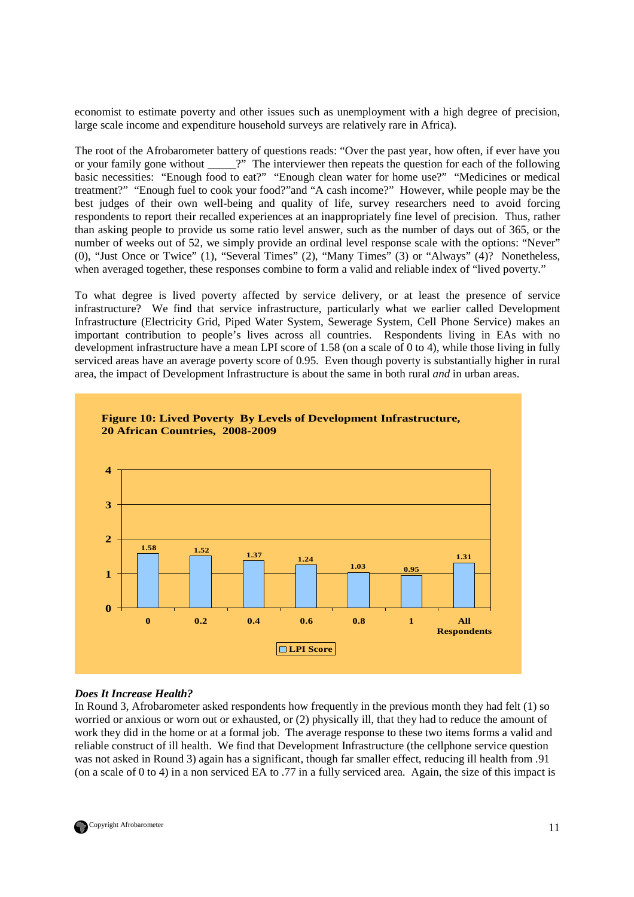economist to estimate poverty and other issues such as unemployment with a high degree of precision, large scale income and expenditure household surveys are relatively rare in Africa).

The root of the Afrobarometer battery of questions reads: "Over the past year, how often, if ever have you or your family gone without _____?" The interviewer then repeats the question for each of the following basic necessities: "Enough food to eat?" "Enough clean water for home use?" "Medicines or medical treatment?" "Enough fuel to cook your food?"and "A cash income?" However, while people may be the best judges of their own well-being and quality of life, survey researchers need to avoid forcing respondents to report their recalled experiences at an inappropriately fine level of precision. Thus, rather than asking people to provide us some ratio level answer, such as the number of days out of 365, or the number of weeks out of 52, we simply provide an ordinal level response scale with the options: "Never" (0), "Just Once or Twice" (1), "Several Times" (2), "Many Times" (3) or "Always" (4)? Nonetheless, when averaged together, these responses combine to form a valid and reliable index of "lived poverty."

To what degree is lived poverty affected by service delivery, or at least the presence of service infrastructure? We find that service infrastructure, particularly what we earlier called Development Infrastructure (Electricity Grid, Piped Water System, Sewerage System, Cell Phone Service) makes an important contribution to people's lives across all countries. Respondents living in EAs with no development infrastructure have a mean LPI score of 1.58 (on a scale of 0 to 4), while those living in fully serviced areas have an average poverty score of 0.95. Even though poverty is substantially higher in rural area, the impact of Development Infrastructure is about the same in both rural *and* in urban areas.

**Figure 10: Lived Poverty By Levels of Development Infrastructure, 20 African Countries, 2008-2009**

| Development Infrastructure | LPI Score |
|---|---|
| 0 | 1.58 |
| 0.2 | 1.52 |
| 0.4 | 1.37 |
| 0.6 | 1.24 |
| 0.8 | 1.03 |
| 1 | 0.95 |
| All Respondents | 1.31 |

### *Does It Increase Health?*

In Round 3, Afrobarometer asked respondents how frequently in the previous month they had felt (1) so worried or anxious or worn out or exhausted, or (2) physically ill, that they had to reduce the amount of work they did in the home or at a formal job. The average response to these two items forms a valid and reliable construct of ill health. We find that Development Infrastructure (the cellphone service question was not asked in Round 3) again has a significant, though far smaller effect, reducing ill health from .91 (on a scale of 0 to 4) in a non serviced EA to .77 in a fully serviced area. Again, the size of this impact is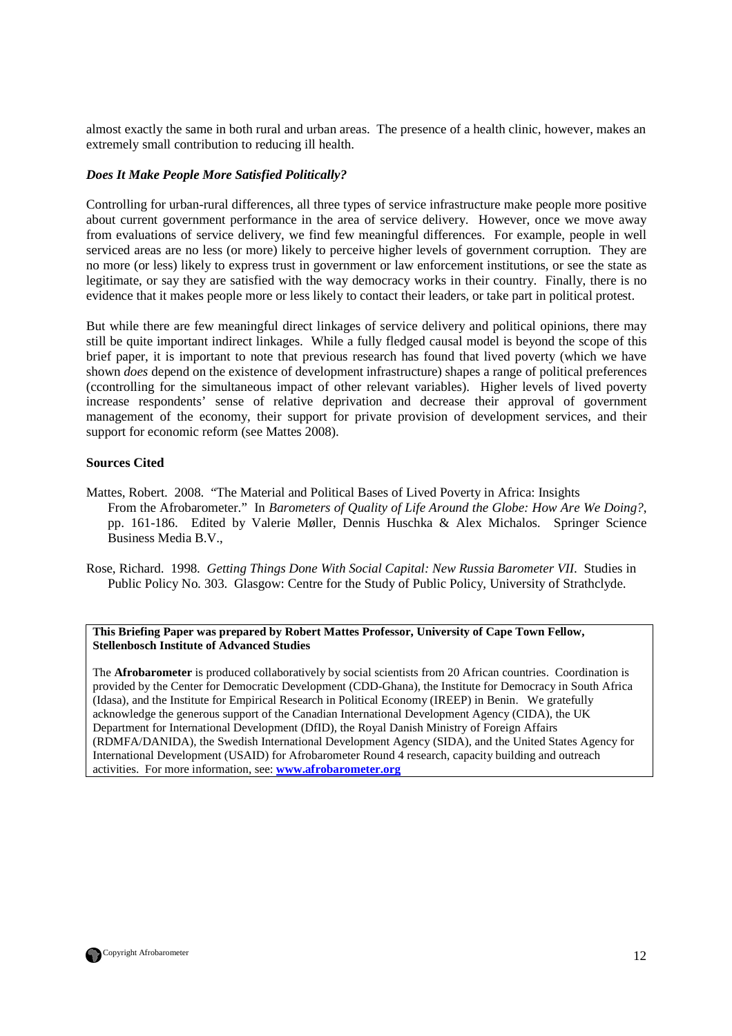almost exactly the same in both rural and urban areas. The presence of a health clinic, however, makes an extremely small contribution to reducing ill health.

### *Does It Make People More Satisfied Politically?*

Controlling for urban-rural differences, all three types of service infrastructure make people more positive about current government performance in the area of service delivery. However, once we move away from evaluations of service delivery, we find few meaningful differences. For example, people in well serviced areas are no less (or more) likely to perceive higher levels of government corruption. They are no more (or less) likely to express trust in government or law enforcement institutions, or see the state as legitimate, or say they are satisfied with the way democracy works in their country. Finally, there is no evidence that it makes people more or less likely to contact their leaders, or take part in political protest.

But while there are few meaningful direct linkages of service delivery and political opinions, there may still be quite important indirect linkages. While a fully fledged causal model is beyond the scope of this brief paper, it is important to note that previous research has found that lived poverty (which we have shown *does* depend on the existence of development infrastructure) shapes a range of political preferences (ccontrolling for the simultaneous impact of other relevant variables). Higher levels of lived poverty increase respondents' sense of relative deprivation and decrease their approval of government management of the economy, their support for private provision of development services, and their support for economic reform (see Mattes 2008).

### Sources Cited

Mattes, Robert. 2008. "The Material and Political Bases of Lived Poverty in Africa: Insights From the Afrobarometer." In *Barometers of Quality of Life Around the Globe: How Are We Doing?*, pp. 161-186. Edited by Valerie Møller, Dennis Huschka & Alex Michalos. Springer Science Business Media B.V.,

Rose, Richard. 1998. *Getting Things Done With Social Capital: New Russia Barometer VII.* Studies in Public Policy No. 303. Glasgow: Centre for the Study of Public Policy, University of Strathclyde.

**This Briefing Paper was prepared by Robert Mattes Professor, University of Cape Town Fellow, Stellenbosch Institute of Advanced Studies**

The **Afrobarometer** is produced collaboratively by social scientists from 20 African countries. Coordination is provided by the Center for Democratic Development (CDD-Ghana), the Institute for Democracy in South Africa (Idasa), and the Institute for Empirical Research in Political Economy (IREEP) in Benin. We gratefully acknowledge the generous support of the Canadian International Development Agency (CIDA), the UK Department for International Development (DfID), the Royal Danish Ministry of Foreign Affairs (RDMFA/DANIDA), the Swedish International Development Agency (SIDA), and the United States Agency for International Development (USAID) for Afrobarometer Round 4 research, capacity building and outreach activities. For more information, see: **www.afrobarometer.org**